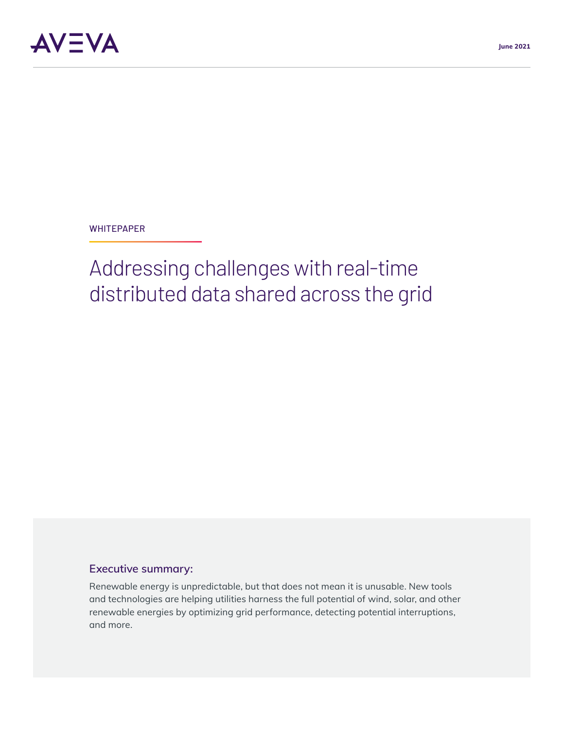AVEVA

June 2021

WHITEPAPER

# Addressing challenges with real-time distributed data shared across the grid

## Executive summary:

Renewable energy is unpredictable, but that does not mean it is unusable. New tools and technologies are helping utilities harness the full potential of wind, solar, and other renewable energies by optimizing grid performance, detecting potential interruptions, and more.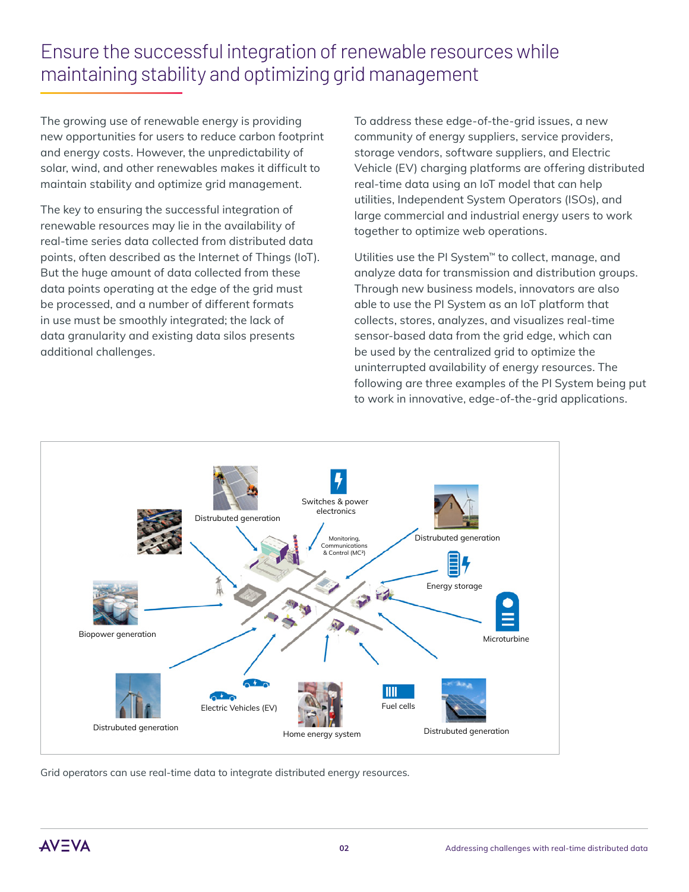# Ensure the successful integration of renewable resources while maintaining stability and optimizing grid management

The growing use of renewable energy is providing new opportunities for users to reduce carbon footprint and energy costs. However, the unpredictability of solar, wind, and other renewables makes it difficult to maintain stability and optimize grid management.

The key to ensuring the successful integration of renewable resources may lie in the availability of real-time series data collected from distributed data points, often described as the Internet of Things (IoT). But the huge amount of data collected from these data points operating at the edge of the grid must be processed, and a number of different formats in use must be smoothly integrated; the lack of data granularity and existing data silos presents additional challenges.

To address these edge-of-the-grid issues, a new community of energy suppliers, service providers, storage vendors, software suppliers, and Electric Vehicle (EV) charging platforms are offering distributed real-time data using an IoT model that can help utilities, Independent System Operators (ISOs), and large commercial and industrial energy users to work together to optimize web operations.

Utilities use the PI System™ to collect, manage, and analyze data for transmission and distribution groups. Through new business models, innovators are also able to use the PI System as an IoT platform that collects, stores, analyzes, and visualizes real-time sensor-based data from the grid edge, which can be used by the centralized grid to optimize the uninterrupted availability of energy resources. The following are three examples of the PI System being put to work in innovative, edge-of-the-grid applications.

Distrubuted generation

Switches & power electronics

Monitoring, Communications & Control (MC²)

Distrubuted generation

Energy storage

Biopower generation

Microturbine

Distrubuted generation

Electric Vehicles (EV)

Home energy system

Fuel cells

Distrubuted generation

Grid operators can use real-time data to integrate distributed energy resources.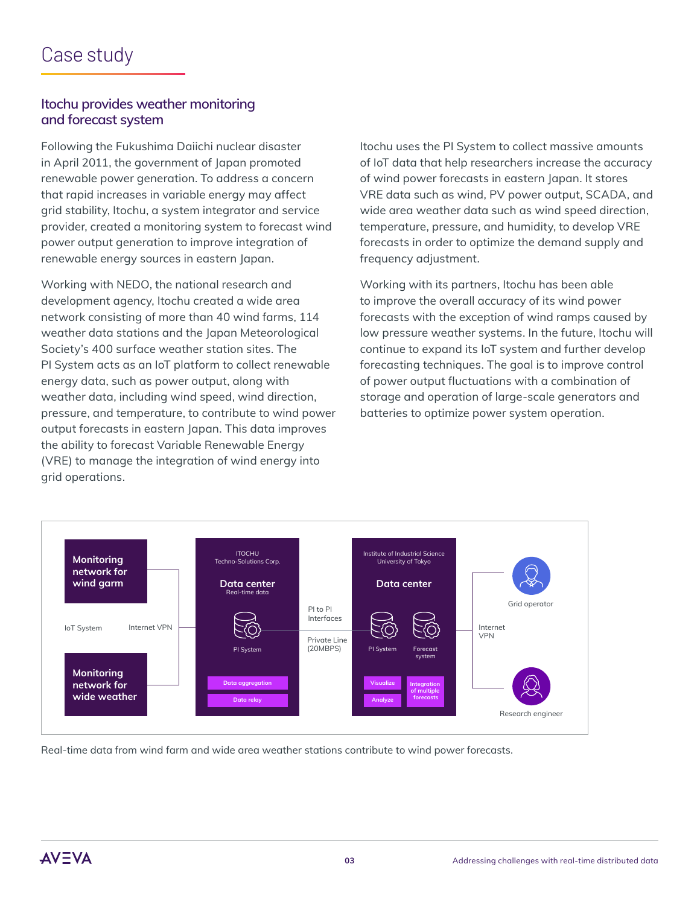# Case study

## Itochu provides weather monitoring and forecast system

Following the Fukushima Daiichi nuclear disaster in April 2011, the government of Japan promoted renewable power generation. To address a concern that rapid increases in variable energy may affect grid stability, Itochu, a system integrator and service provider, created a monitoring system to forecast wind power output generation to improve integration of renewable energy sources in eastern Japan.

Working with NEDO, the national research and development agency, Itochu created a wide area network consisting of more than 40 wind farms, 114 weather data stations and the Japan Meteorological Society's 400 surface weather station sites. The PI System acts as an IoT platform to collect renewable energy data, such as power output, along with weather data, including wind speed, wind direction, pressure, and temperature, to contribute to wind power output forecasts in eastern Japan. This data improves the ability to forecast Variable Renewable Energy (VRE) to manage the integration of wind energy into grid operations.

Itochu uses the PI System to collect massive amounts of IoT data that help researchers increase the accuracy of wind power forecasts in eastern Japan. It stores VRE data such as wind, PV power output, SCADA, and wide area weather data such as wind speed direction, temperature, pressure, and humidity, to develop VRE forecasts in order to optimize the demand supply and frequency adjustment.

Working with its partners, Itochu has been able to improve the overall accuracy of its wind power forecasts with the exception of wind ramps caused by low pressure weather systems. In the future, Itochu will continue to expand its IoT system and further develop forecasting techniques. The goal is to improve control of power output fluctuations with a combination of storage and operation of large-scale generators and batteries to optimize power system operation.

**Monitoring network for wind garm**

IoT System — Internet VPN

**Monitoring network for wide weather**

ITOCHU Techno-Solutions Corp.
**Data center**
Real-time data
PI System
Data aggregation
Data relay

PI to PI Interfaces
Private Line (20MBPS)

Institute of Industrial Science University of Tokyo
**Data center**
PI System
Forecast system
Visualize
Analyze
Integration of multiple forecasts

Internet VPN

Grid operator

Research engineer

Real-time data from wind farm and wide area weather stations contribute to wind power forecasts.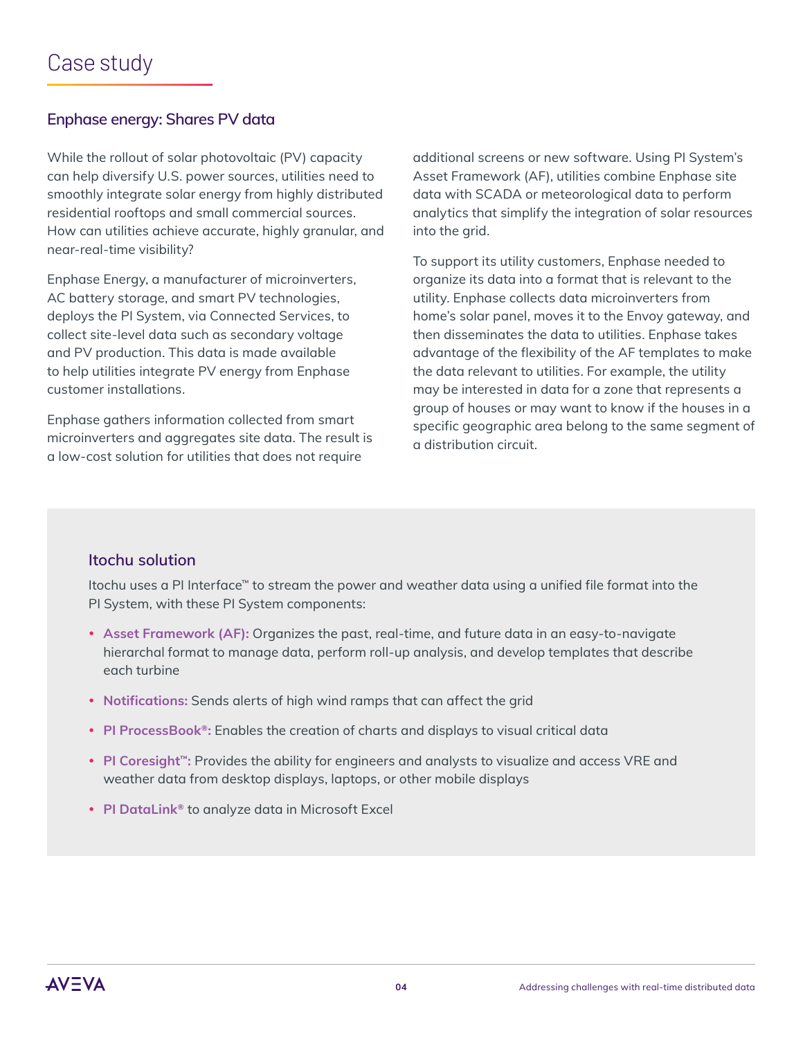# Case study

## Enphase energy: Shares PV data

While the rollout of solar photovoltaic (PV) capacity can help diversify U.S. power sources, utilities need to smoothly integrate solar energy from highly distributed residential rooftops and small commercial sources. How can utilities achieve accurate, highly granular, and near-real-time visibility?

Enphase Energy, a manufacturer of microinverters, AC battery storage, and smart PV technologies, deploys the PI System, via Connected Services, to collect site-level data such as secondary voltage and PV production. This data is made available to help utilities integrate PV energy from Enphase customer installations.

Enphase gathers information collected from smart microinverters and aggregates site data. The result is a low-cost solution for utilities that does not require additional screens or new software. Using PI System's Asset Framework (AF), utilities combine Enphase site data with SCADA or meteorological data to perform analytics that simplify the integration of solar resources into the grid.

To support its utility customers, Enphase needed to organize its data into a format that is relevant to the utility. Enphase collects data microinverters from home's solar panel, moves it to the Envoy gateway, and then disseminates the data to utilities. Enphase takes advantage of the flexibility of the AF templates to make the data relevant to utilities. For example, the utility may be interested in data for a zone that represents a group of houses or may want to know if the houses in a specific geographic area belong to the same segment of a distribution circuit.

### Itochu solution

Itochu uses a PI Interface™ to stream the power and weather data using a unified file format into the PI System, with these PI System components:

- **Asset Framework (AF):** Organizes the past, real-time, and future data in an easy-to-navigate hierarchal format to manage data, perform roll-up analysis, and develop templates that describe each turbine
- **Notifications:** Sends alerts of high wind ramps that can affect the grid
- **PI ProcessBook®:** Enables the creation of charts and displays to visual critical data
- **PI Coresight™:** Provides the ability for engineers and analysts to visualize and access VRE and weather data from desktop displays, laptops, or other mobile displays
- **PI DataLink®** to analyze data in Microsoft Excel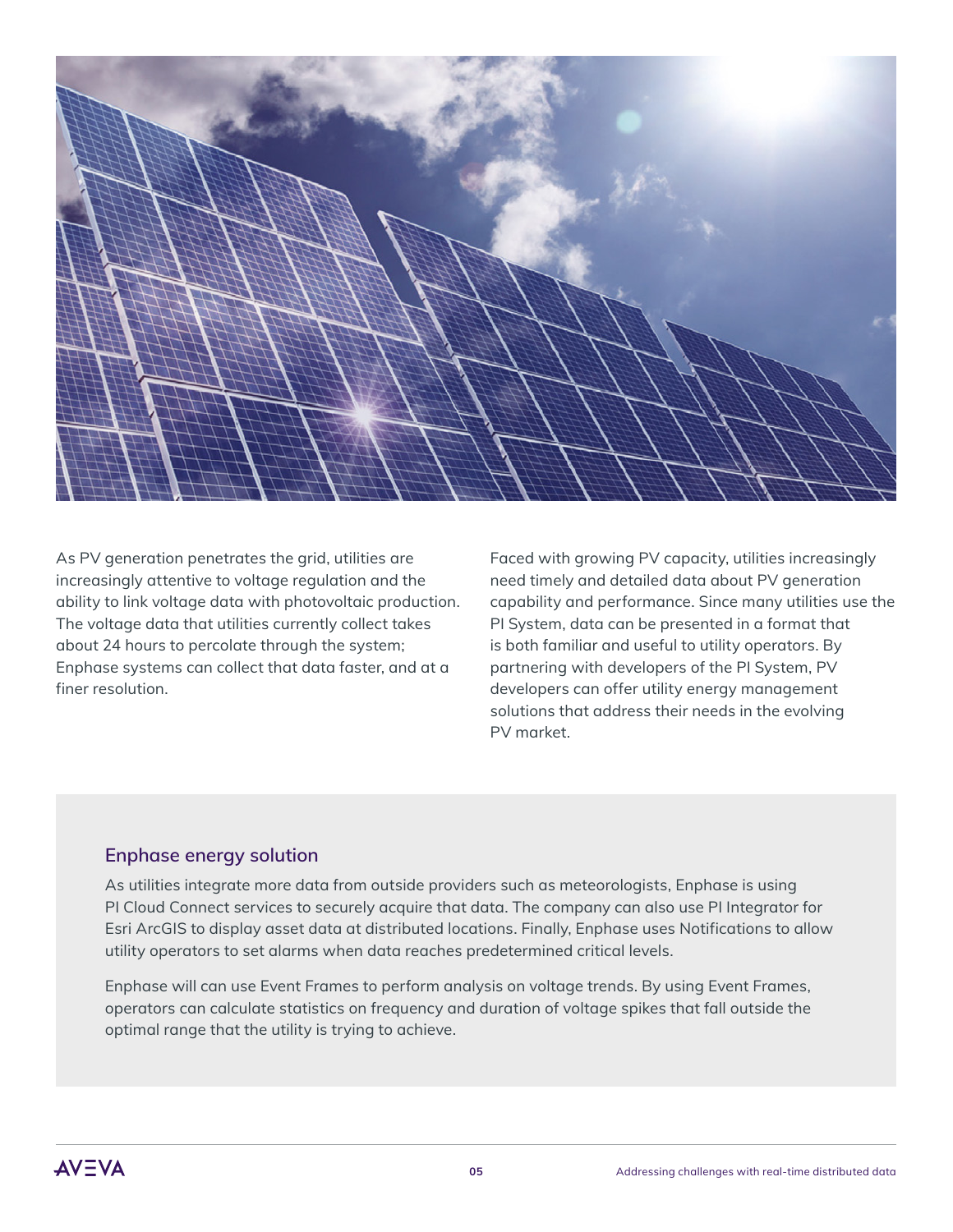As PV generation penetrates the grid, utilities are increasingly attentive to voltage regulation and the ability to link voltage data with photovoltaic production. The voltage data that utilities currently collect takes about 24 hours to percolate through the system; Enphase systems can collect that data faster, and at a finer resolution.

Faced with growing PV capacity, utilities increasingly need timely and detailed data about PV generation capability and performance. Since many utilities use the PI System, data can be presented in a format that is both familiar and useful to utility operators. By partnering with developers of the PI System, PV developers can offer utility energy management solutions that address their needs in the evolving PV market.

### Enphase energy solution

As utilities integrate more data from outside providers such as meteorologists, Enphase is using PI Cloud Connect services to securely acquire that data. The company can also use PI Integrator for Esri ArcGIS to display asset data at distributed locations. Finally, Enphase uses Notifications to allow utility operators to set alarms when data reaches predetermined critical levels.

Enphase will can use Event Frames to perform analysis on voltage trends. By using Event Frames, operators can calculate statistics on frequency and duration of voltage spikes that fall outside the optimal range that the utility is trying to achieve.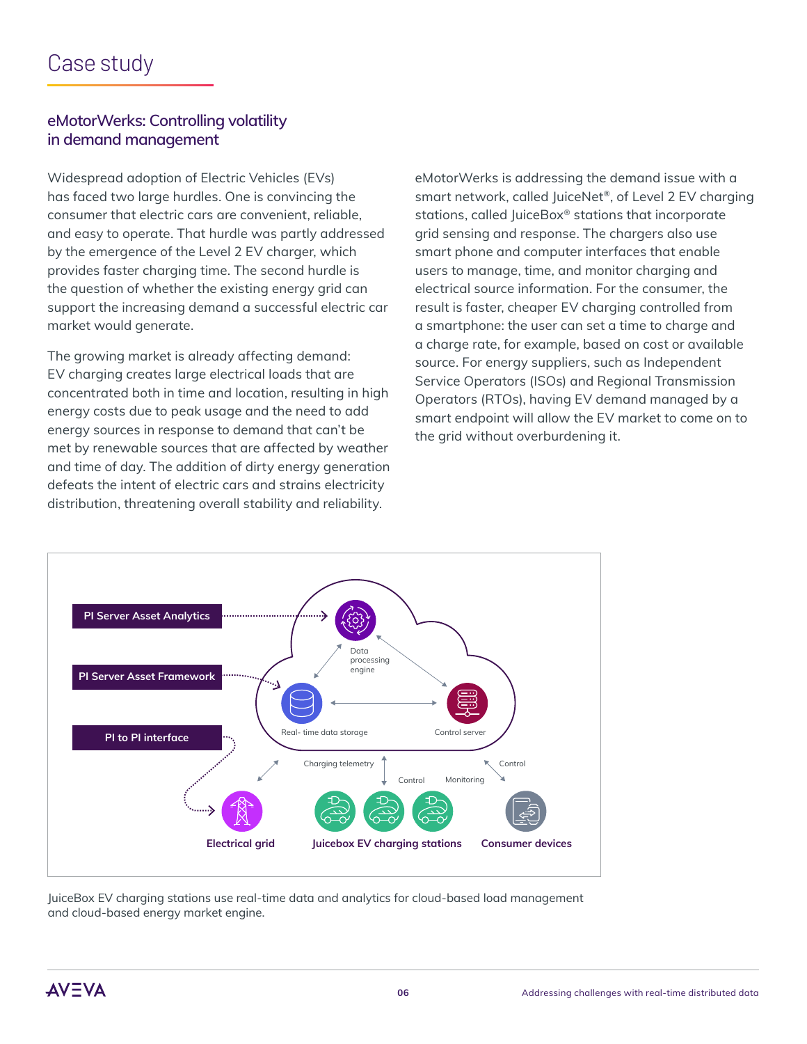# Case study

## eMotorWerks: Controlling volatility in demand management

Widespread adoption of Electric Vehicles (EVs) has faced two large hurdles. One is convincing the consumer that electric cars are convenient, reliable, and easy to operate. That hurdle was partly addressed by the emergence of the Level 2 EV charger, which provides faster charging time. The second hurdle is the question of whether the existing energy grid can support the increasing demand a successful electric car market would generate.

The growing market is already affecting demand: EV charging creates large electrical loads that are concentrated both in time and location, resulting in high energy costs due to peak usage and the need to add energy sources in response to demand that can't be met by renewable sources that are affected by weather and time of day. The addition of dirty energy generation defeats the intent of electric cars and strains electricity distribution, threatening overall stability and reliability.

eMotorWerks is addressing the demand issue with a smart network, called JuiceNet®, of Level 2 EV charging stations, called JuiceBox® stations that incorporate grid sensing and response. The chargers also use smart phone and computer interfaces that enable users to manage, time, and monitor charging and electrical source information. For the consumer, the result is faster, cheaper EV charging controlled from a smartphone: the user can set a time to charge and a charge rate, for example, based on cost or available source. For energy suppliers, such as Independent Service Operators (ISOs) and Regional Transmission Operators (RTOs), having EV demand managed by a smart endpoint will allow the EV market to come on to the grid without overburdening it.

PI Server Asset Analytics

PI Server Asset Framework

PI to PI interface

Data processing engine

Real- time data storage

Control server

Charging telemetry

Control

Monitoring

Control

Electrical grid

Juicebox EV charging stations

Consumer devices

JuiceBox EV charging stations use real-time data and analytics for cloud-based load management and cloud-based energy market engine.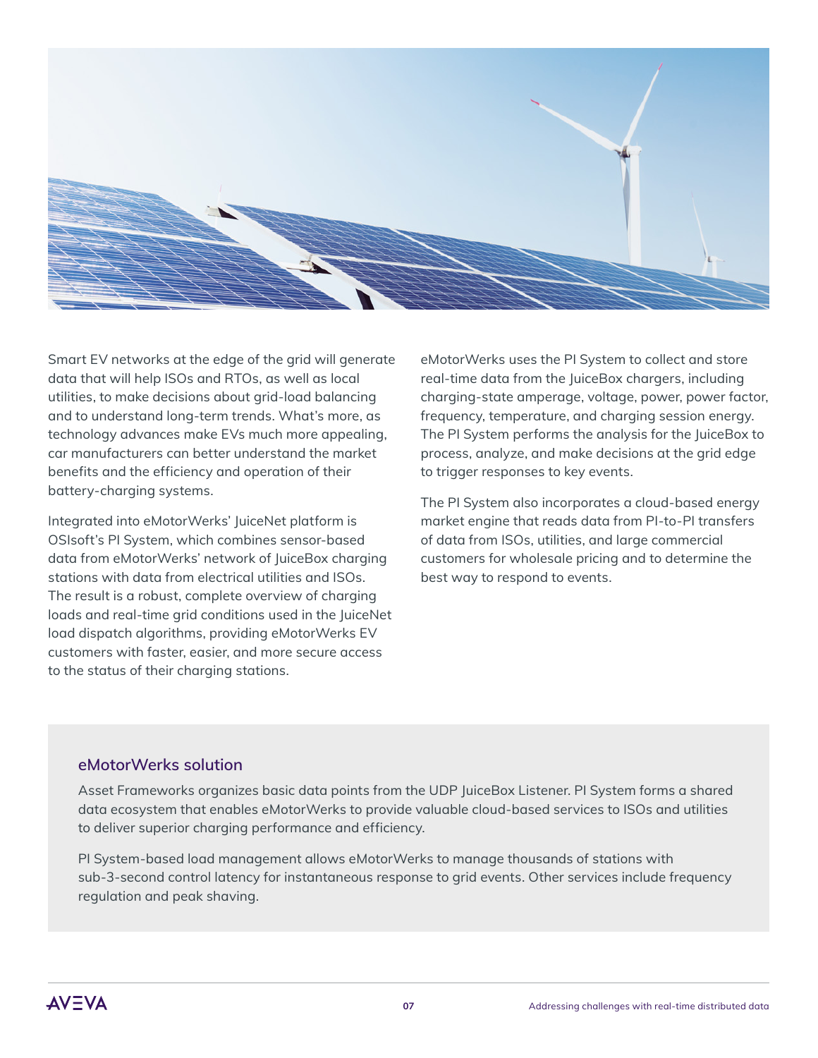Smart EV networks at the edge of the grid will generate data that will help ISOs and RTOs, as well as local utilities, to make decisions about grid-load balancing and to understand long-term trends. What's more, as technology advances make EVs much more appealing, car manufacturers can better understand the market benefits and the efficiency and operation of their battery-charging systems.

Integrated into eMotorWerks' JuiceNet platform is OSIsoft's PI System, which combines sensor-based data from eMotorWerks' network of JuiceBox charging stations with data from electrical utilities and ISOs. The result is a robust, complete overview of charging loads and real-time grid conditions used in the JuiceNet load dispatch algorithms, providing eMotorWerks EV customers with faster, easier, and more secure access to the status of their charging stations.

eMotorWerks uses the PI System to collect and store real-time data from the JuiceBox chargers, including charging-state amperage, voltage, power, power factor, frequency, temperature, and charging session energy. The PI System performs the analysis for the JuiceBox to process, analyze, and make decisions at the grid edge to trigger responses to key events.

The PI System also incorporates a cloud-based energy market engine that reads data from PI-to-PI transfers of data from ISOs, utilities, and large commercial customers for wholesale pricing and to determine the best way to respond to events.

### eMotorWerks solution

Asset Frameworks organizes basic data points from the UDP JuiceBox Listener. PI System forms a shared data ecosystem that enables eMotorWerks to provide valuable cloud-based services to ISOs and utilities to deliver superior charging performance and efficiency.

PI System-based load management allows eMotorWerks to manage thousands of stations with sub-3-second control latency for instantaneous response to grid events. Other services include frequency regulation and peak shaving.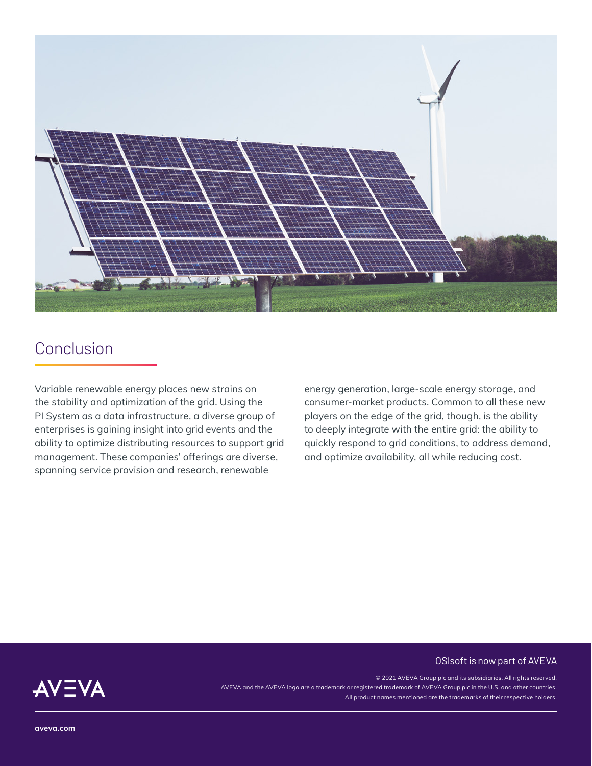## Conclusion

Variable renewable energy places new strains on the stability and optimization of the grid. Using the PI System as a data infrastructure, a diverse group of enterprises is gaining insight into grid events and the ability to optimize distributing resources to support grid management. These companies' offerings are diverse, spanning service provision and research, renewable energy generation, large-scale energy storage, and consumer-market products. Common to all these new players on the edge of the grid, though, is the ability to deeply integrate with the entire grid: the ability to quickly respond to grid conditions, to address demand, and optimize availability, all while reducing cost.

OSIsoft is now part of AVEVA

© 2021 AVEVA Group plc and its subsidiaries. All rights reserved.
AVEVA and the AVEVA logo are a trademark or registered trademark of AVEVA Group plc in the U.S. and other countries.
All product names mentioned are the trademarks of their respective holders.

AVEVA

aveva.com